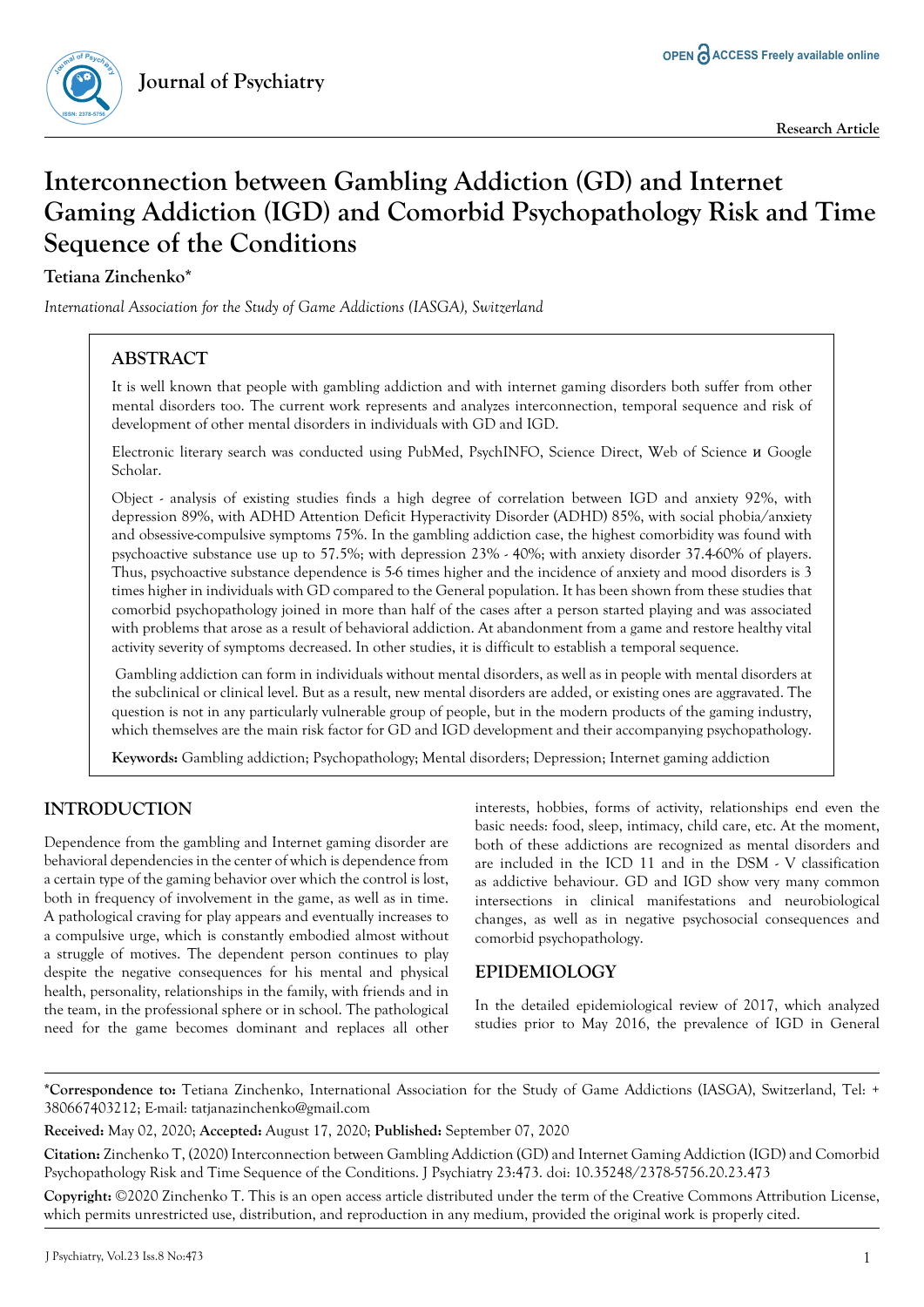Research Article

# Interconnection between Gambling Addiction (GD) and Internet Gaming Addiction (IGD) and Comorbid Psychopathology Risk and Time Sequence of the Conditions

**Tetiana Zinchenko***

*International Association for the Study of Game Addictions (IASGA), Switzerland*

## ABSTRACT

It is well known that people with gambling addiction and with internet gaming disorders both suffer from other mental disorders too. The current work represents and analyzes interconnection, temporal sequence and risk of development of other mental disorders in individuals with GD and IGD.

Electronic literary search was conducted using PubMed, PsychINFO, Science Direct, Web of Science и Google Scholar.

Object - analysis of existing studies finds a high degree of correlation between IGD and anxiety 92%, with depression 89%, with ADHD Attention Deficit Hyperactivity Disorder (ADHD) 85%, with social phobia/anxiety and obsessive-compulsive symptoms 75%. In the gambling addiction case, the highest comorbidity was found with psychoactive substance use up to 57.5%; with depression 23% - 40%; with anxiety disorder 37.4-60% of players. Thus, psychoactive substance dependence is 5-6 times higher and the incidence of anxiety and mood disorders is 3 times higher in individuals with GD compared to the General population. It has been shown from these studies that comorbid psychopathology joined in more than half of the cases after a person started playing and was associated with problems that arose as a result of behavioral addiction. At abandonment from a game and restore healthy vital activity severity of symptoms decreased. In other studies, it is difficult to establish a temporal sequence.

Gambling addiction can form in individuals without mental disorders, as well as in people with mental disorders at the subclinical or clinical level. But as a result, new mental disorders are added, or existing ones are aggravated. The question is not in any particularly vulnerable group of people, but in the modern products of the gaming industry, which themselves are the main risk factor for GD and IGD development and their accompanying psychopathology.

**Keywords:** Gambling addiction; Psychopathology; Mental disorders; Depression; Internet gaming addiction

## INTRODUCTION

Dependence from the gambling and Internet gaming disorder are behavioral dependencies in the center of which is dependence from a certain type of the gaming behavior over which the control is lost, both in frequency of involvement in the game, as well as in time. A pathological craving for play appears and eventually increases to a compulsive urge, which is constantly embodied almost without a struggle of motives. The dependent person continues to play despite the negative consequences for his mental and physical health, personality, relationships in the family, with friends and in the team, in the professional sphere or in school. The pathological need for the game becomes dominant and replaces all other interests, hobbies, forms of activity, relationships end even the basic needs: food, sleep, intimacy, child care, etc. At the moment, both of these addictions are recognized as mental disorders and are included in the ICD 11 and in the DSM - V classification as addictive behaviour. GD and IGD show very many common intersections in clinical manifestations and neurobiological changes, as well as in negative psychosocial consequences and comorbid psychopathology.

## EPIDEMIOLOGY

In the detailed epidemiological review of 2017, which analyzed studies prior to May 2016, the prevalence of IGD in General

---

***Correspondence to:** Tetiana Zinchenko, International Association for the Study of Game Addictions (IASGA), Switzerland, Tel: + 380667403212; E-mail: tatjanazinchenko@gmail.com

**Received:** May 02, 2020; **Accepted:** August 17, 2020; **Published:** September 07, 2020

**Citation:** Zinchenko T, (2020) Interconnection between Gambling Addiction (GD) and Internet Gaming Addiction (IGD) and Comorbid Psychopathology Risk and Time Sequence of the Conditions. J Psychiatry 23:473. doi: 10.35248/2378-5756.20.23.473

**Copyright:** ©2020 Zinchenko T. This is an open access article distributed under the term of the Creative Commons Attribution License, which permits unrestricted use, distribution, and reproduction in any medium, provided the original work is properly cited.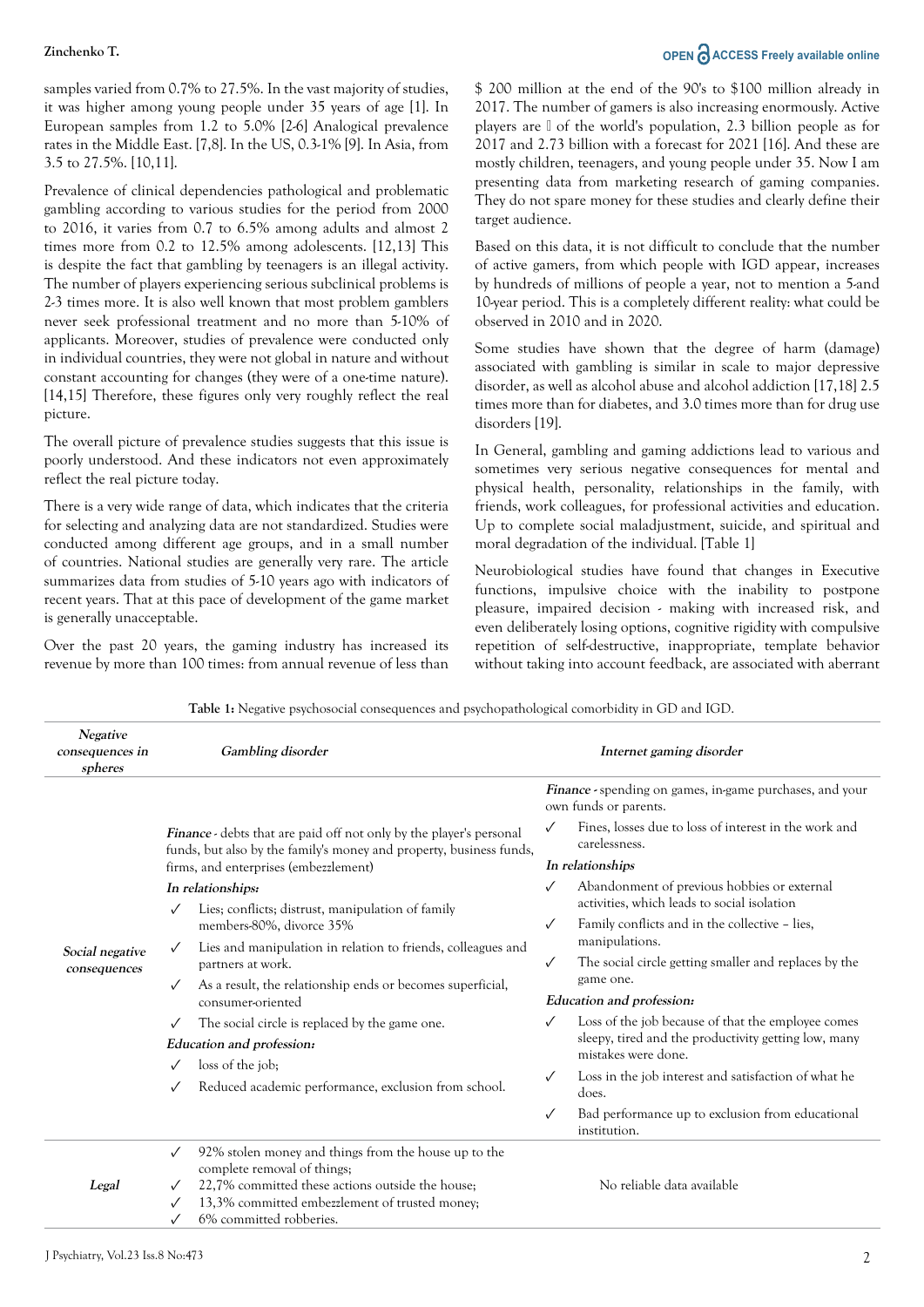samples varied from 0.7% to 27.5%. In the vast majority of studies, it was higher among young people under 35 years of age [1]. In European samples from 1.2 to 5.0% [2-6] Analogical prevalence rates in the Middle East. [7,8]. In the US, 0.3-1% [9]. In Asia, from 3.5 to 27.5%. [10,11].

Prevalence of clinical dependencies pathological and problematic gambling according to various studies for the period from 2000 to 2016, it varies from 0.7 to 6.5% among adults and almost 2 times more from 0.2 to 12.5% among adolescents. [12,13] This is despite the fact that gambling by teenagers is an illegal activity. The number of players experiencing serious subclinical problems is 2-3 times more. It is also well known that most problem gamblers never seek professional treatment and no more than 5-10% of applicants. Moreover, studies of prevalence were conducted only in individual countries, they were not global in nature and without constant accounting for changes (they were of a one-time nature). [14,15] Therefore, these figures only very roughly reflect the real picture.

The overall picture of prevalence studies suggests that this issue is poorly understood. And these indicators not even approximately reflect the real picture today.

There is a very wide range of data, which indicates that the criteria for selecting and analyzing data are not standardized. Studies were conducted among different age groups, and in a small number of countries. National studies are generally very rare. The article summarizes data from studies of 5-10 years ago with indicators of recent years. That at this pace of development of the game market is generally unacceptable.

Over the past 20 years, the gaming industry has increased its revenue by more than 100 times: from annual revenue of less than $ 200 million at the end of the 90's to $100 million already in 2017. The number of gamers is also increasing enormously. Active players are  of the world's population, 2.3 billion people as for 2017 and 2.73 billion with a forecast for 2021 [16]. And these are mostly children, teenagers, and young people under 35. Now I am presenting data from marketing research of gaming companies. They do not spare money for these studies and clearly define their target audience.

Based on this data, it is not difficult to conclude that the number of active gamers, from which people with IGD appear, increases by hundreds of millions of people a year, not to mention a 5-and 10-year period. This is a completely different reality: what could be observed in 2010 and in 2020.

Some studies have shown that the degree of harm (damage) associated with gambling is similar in scale to major depressive disorder, as well as alcohol abuse and alcohol addiction [17,18] 2.5 times more than for diabetes, and 3.0 times more than for drug use disorders [19].

In General, gambling and gaming addictions lead to various and sometimes very serious negative consequences for mental and physical health, personality, relationships in the family, with friends, work colleagues, for professional activities and education. Up to complete social maladjustment, suicide, and spiritual and moral degradation of the individual. [Table 1]

Neurobiological studies have found that changes in Executive functions, impulsive choice with the inability to postpone pleasure, impaired decision - making with increased risk, and even deliberately losing options, cognitive rigidity with compulsive repetition of self-destructive, inappropriate, template behavior without taking into account feedback, are associated with aberrant

**Table 1:** Negative psychosocial consequences and psychopathological comorbidity in GD and IGD.

| *Negative consequences in spheres* | *Gambling disorder* | *Internet gaming disorder* |
|---|---|---|
| **Social negative consequences** | ***Finance*** - debts that are paid off not only by the player's personal funds, but also by the family's money and property, business funds, firms, and enterprises (embezzlement)<br>***In relationships:***<br>✓ Lies; conflicts; distrust, manipulation of family members-80%, divorce 35%<br>✓ Lies and manipulation in relation to friends, colleagues and partners at work.<br>✓ As a result, the relationship ends or becomes superficial, consumer-oriented<br>✓ The social circle is replaced by the game one.<br>***Education and profession:***<br>✓ loss of the job;<br>✓ Reduced academic performance, exclusion from school. | ***Finance*** - spending on games, in-game purchases, and your own funds or parents.<br>✓ Fines, losses due to loss of interest in the work and carelessness.<br>***In relationships***<br>✓ Abandonment of previous hobbies or external activities, which leads to social isolation<br>✓ Family conflicts and in the collective – lies, manipulations.<br>✓ The social circle getting smaller and replaces by the game one.<br>***Education and profession:***<br>✓ Loss of the job because of that the employee comes sleepy, tired and the productivity getting low, many mistakes were done.<br>✓ Loss in the job interest and satisfaction of what he does.<br>✓ Bad performance up to exclusion from educational institution. |
| **Legal** | ✓ 92% stolen money and things from the house up to the complete removal of things;<br>✓ 22,7% committed these actions outside the house;<br>✓ 13,3% committed embezzlement of trusted money;<br>✓ 6% committed robberies. | No reliable data available |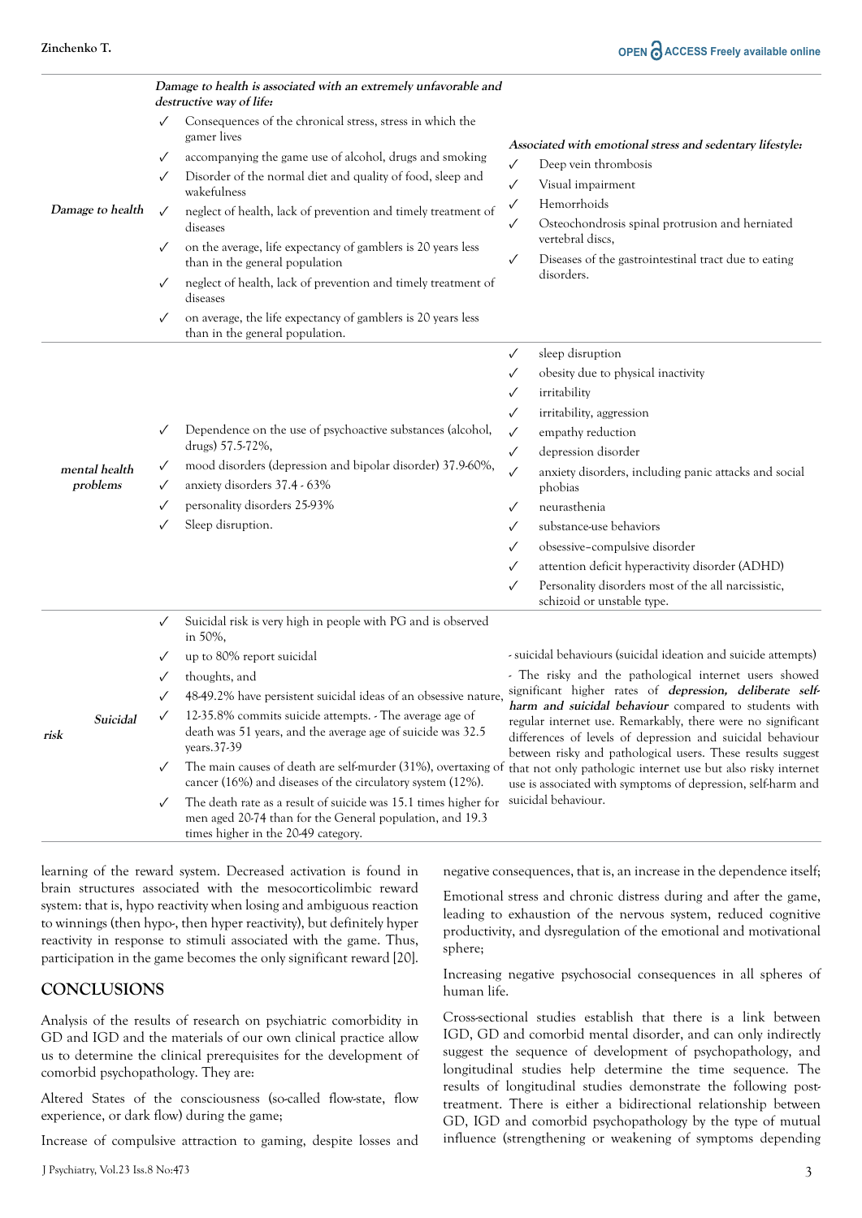| | | |
|---|---|---|
| ***Damage to health*** | ***Damage to health is associated with an extremely unfavorable and destructive way of life:*** <br> ✓ Consequences of the chronical stress, stress in which the gamer lives <br> ✓ accompanying the game use of alcohol, drugs and smoking <br> ✓ Disorder of the normal diet and quality of food, sleep and wakefulness <br> ✓ neglect of health, lack of prevention and timely treatment of diseases <br> ✓ on the average, life expectancy of gamblers is 20 years less than in the general population <br> ✓ neglect of health, lack of prevention and timely treatment of diseases <br> ✓ on average, the life expectancy of gamblers is 20 years less than in the general population. | ***Associated with emotional stress and sedentary lifestyle:*** <br> ✓ Deep vein thrombosis <br> ✓ Visual impairment <br> ✓ Hemorrhoids <br> ✓ Osteochondrosis spinal protrusion and herniated vertebral discs, <br> ✓ Diseases of the gastrointestinal tract due to eating disorders. |
| ***mental health problems*** | ✓ Dependence on the use of psychoactive substances (alcohol, drugs) 57.5-72%, <br> ✓ mood disorders (depression and bipolar disorder) 37.9-60%, <br> ✓ anxiety disorders 37.4 - 63% <br> ✓ personality disorders 25-93% <br> ✓ Sleep disruption. | ✓ sleep disruption <br> ✓ obesity due to physical inactivity <br> ✓ irritability <br> ✓ irritability, aggression <br> ✓ empathy reduction <br> ✓ depression disorder <br> ✓ anxiety disorders, including panic attacks and social phobias <br> ✓ neurasthenia <br> ✓ substance-use behaviors <br> ✓ obsessive–compulsive disorder <br> ✓ attention deficit hyperactivity disorder (ADHD) <br> ✓ Personality disorders most of the all narcissistic, schizoid or unstable type. |
| ***Suicidal risk*** | ✓ Suicidal risk is very high in people with PG and is observed in 50%, <br> ✓ up to 80% report suicidal <br> ✓ thoughts, and <br> ✓ 48-49.2% have persistent suicidal ideas of an obsessive nature, <br> ✓ 12-35.8% commits suicide attempts. - The average age of death was 51 years, and the average age of suicide was 32.5 years.37-39 <br> ✓ The main causes of death are self-murder (31%), overtaxing of cancer (16%) and diseases of the circulatory system (12%). <br> ✓ The death rate as a result of suicide was 15.1 times higher for men aged 20-74 than for the General population, and 19.3 times higher in the 20-49 category. | - suicidal behaviours (suicidal ideation and suicide attempts) <br> - The risky and the pathological internet users showed significant higher rates of ***depression, deliberate self-harm and suicidal behaviour*** compared to students with regular internet use. Remarkably, there were no significant differences of levels of depression and suicidal behaviour between risky and pathological users. These results suggest that not only pathologic internet use but also risky internet use is associated with symptoms of depression, self-harm and suicidal behaviour. |

learning of the reward system. Decreased activation is found in brain structures associated with the mesocorticolimbic reward system: that is, hypo reactivity when losing and ambiguous reaction to winnings (then hypo-, then hyper reactivity), but definitely hyper reactivity in response to stimuli associated with the game. Thus, participation in the game becomes the only significant reward [20].

## CONCLUSIONS

Analysis of the results of research on psychiatric comorbidity in GD and IGD and the materials of our own clinical practice allow us to determine the clinical prerequisites for the development of comorbid psychopathology. They are:

Altered States of the consciousness (so-called flow-state, flow experience, or dark flow) during the game;

Increase of compulsive attraction to gaming, despite losses and negative consequences, that is, an increase in the dependence itself;

Emotional stress and chronic distress during and after the game, leading to exhaustion of the nervous system, reduced cognitive productivity, and dysregulation of the emotional and motivational sphere;

Increasing negative psychosocial consequences in all spheres of human life.

Cross-sectional studies establish that there is a link between IGD, GD and comorbid mental disorder, and can only indirectly suggest the sequence of development of psychopathology, and longitudinal studies help determine the time sequence. The results of longitudinal studies demonstrate the following post-treatment. There is either a bidirectional relationship between GD, IGD and comorbid psychopathology by the type of mutual influence (strengthening or weakening of symptoms depending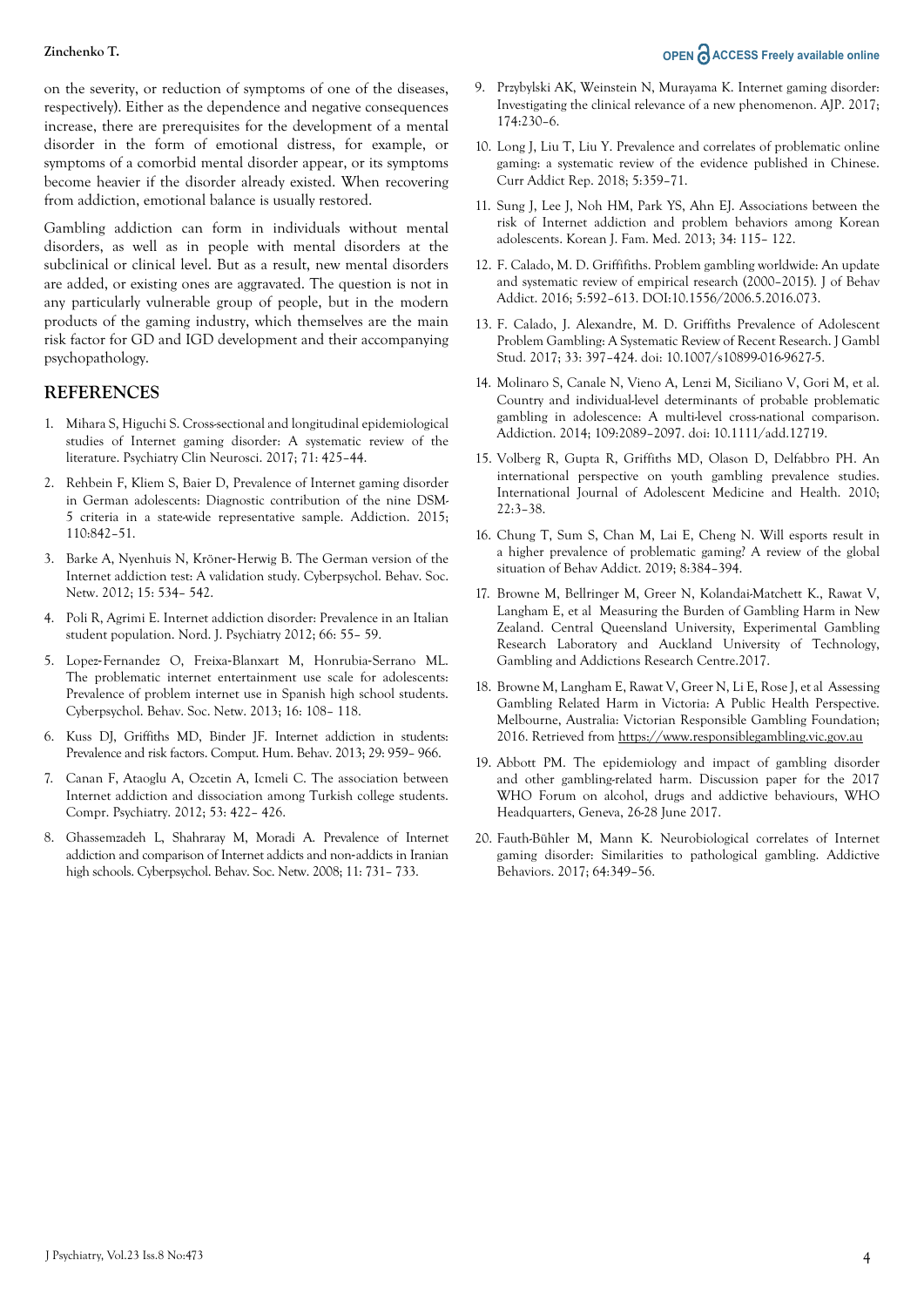on the severity, or reduction of symptoms of one of the diseases, respectively). Either as the dependence and negative consequences increase, there are prerequisites for the development of a mental disorder in the form of emotional distress, for example, or symptoms of a comorbid mental disorder appear, or its symptoms become heavier if the disorder already existed. When recovering from addiction, emotional balance is usually restored.

Gambling addiction can form in individuals without mental disorders, as well as in people with mental disorders at the subclinical or clinical level. But as a result, new mental disorders are added, or existing ones are aggravated. The question is not in any particularly vulnerable group of people, but in the modern products of the gaming industry, which themselves are the main risk factor for GD and IGD development and their accompanying psychopathology.

## REFERENCES

1. Mihara S, Higuchi S. Cross-sectional and longitudinal epidemiological studies of Internet gaming disorder: A systematic review of the literature. Psychiatry Clin Neurosci. 2017; 71: 425–44.
2. Rehbein F, Kliem S, Baier D, Prevalence of Internet gaming disorder in German adolescents: Diagnostic contribution of the nine DSM-5 criteria in a state-wide representative sample. Addiction. 2015; 110:842–51.
3. Barke A, Nyenhuis N, Kröner-Herwig B. The German version of the Internet addiction test: A validation study. Cyberpsychol. Behav. Soc. Netw. 2012; 15: 534– 542.
4. Poli R, Agrimi E. Internet addiction disorder: Prevalence in an Italian student population. Nord. J. Psychiatry 2012; 66: 55– 59.
5. Lopez-Fernandez O, Freixa-Blanxart M, Honrubia-Serrano ML. The problematic internet entertainment use scale for adolescents: Prevalence of problem internet use in Spanish high school students. Cyberpsychol. Behav. Soc. Netw. 2013; 16: 108– 118.
6. Kuss DJ, Griffiths MD, Binder JF. Internet addiction in students: Prevalence and risk factors. Comput. Hum. Behav. 2013; 29: 959– 966.
7. Canan F, Ataoglu A, Ozcetin A, Icmeli C. The association between Internet addiction and dissociation among Turkish college students. Compr. Psychiatry. 2012; 53: 422– 426.
8. Ghassemzadeh L, Shahraray M, Moradi A. Prevalence of Internet addiction and comparison of Internet addicts and non-addicts in Iranian high schools. Cyberpsychol. Behav. Soc. Netw. 2008; 11: 731– 733.
9. Przybylski AK, Weinstein N, Murayama K. Internet gaming disorder: Investigating the clinical relevance of a new phenomenon. AJP. 2017; 174:230–6.
10. Long J, Liu T, Liu Y. Prevalence and correlates of problematic online gaming: a systematic review of the evidence published in Chinese. Curr Addict Rep. 2018; 5:359–71.
11. Sung J, Lee J, Noh HM, Park YS, Ahn EJ. Associations between the risk of Internet addiction and problem behaviors among Korean adolescents. Korean J. Fam. Med. 2013; 34: 115– 122.
12. F. Calado, M. D. Griffifiths. Problem gambling worldwide: An update and systematic review of empirical research (2000–2015). J of Behav Addict. 2016; 5:592–613. DOI:10.1556/2006.5.2016.073.
13. F. Calado, J. Alexandre, M. D. Griffiths Prevalence of Adolescent Problem Gambling: A Systematic Review of Recent Research. J Gambl Stud. 2017; 33: 397–424. doi: 10.1007/s10899-016-9627-5.
14. Molinaro S, Canale N, Vieno A, Lenzi M, Siciliano V, Gori M, et al. Country and individual-level determinants of probable problematic gambling in adolescence: A multi-level cross-national comparison. Addiction. 2014; 109:2089–2097. doi: 10.1111/add.12719.
15. Volberg R, Gupta R, Griffiths MD, Olason D, Delfabbro PH. An international perspective on youth gambling prevalence studies. International Journal of Adolescent Medicine and Health. 2010; 22:3–38.
16. Chung T, Sum S, Chan M, Lai E, Cheng N. Will esports result in a higher prevalence of problematic gaming? A review of the global situation of Behav Addict. 2019; 8:384–394.
17. Browne M, Bellringer M, Greer N, Kolandai-Matchett K., Rawat V, Langham E, et al Measuring the Burden of Gambling Harm in New Zealand. Central Queensland University, Experimental Gambling Research Laboratory and Auckland University of Technology, Gambling and Addictions Research Centre.2017.
18. Browne M, Langham E, Rawat V, Greer N, Li E, Rose J, et al Assessing Gambling Related Harm in Victoria: A Public Health Perspective. Melbourne, Australia: Victorian Responsible Gambling Foundation; 2016. Retrieved from https://www.responsiblegambling.vic.gov.au
19. Abbott PM. The epidemiology and impact of gambling disorder and other gambling-related harm. Discussion paper for the 2017 WHO Forum on alcohol, drugs and addictive behaviours, WHO Headquarters, Geneva, 26-28 June 2017.
20. Fauth-Bühler M, Mann K. Neurobiological correlates of Internet gaming disorder: Similarities to pathological gambling. Addictive Behaviors. 2017; 64:349–56.